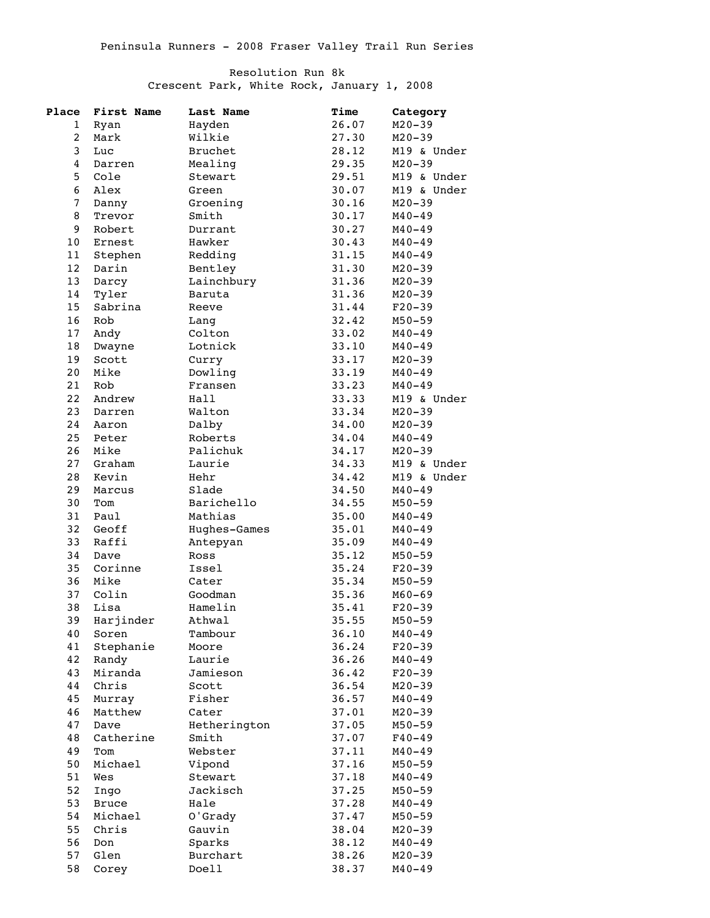Peninsula Runners - 2008 Fraser Valley Trail Run Series

Resolution Run 8k
Crescent Park, White Rock, January 1, 2008

| Place | First Name | Last Name | Time | Category |
|---|---|---|---|---|
| 1 | Ryan | Hayden | 26.07 | M20-39 |
| 2 | Mark | Wilkie | 27.30 | M20-39 |
| 3 | Luc | Bruchet | 28.12 | M19 & Under |
| 4 | Darren | Mealing | 29.35 | M20-39 |
| 5 | Cole | Stewart | 29.51 | M19 & Under |
| 6 | Alex | Green | 30.07 | M19 & Under |
| 7 | Danny | Groening | 30.16 | M20-39 |
| 8 | Trevor | Smith | 30.17 | M40-49 |
| 9 | Robert | Durrant | 30.27 | M40-49 |
| 10 | Ernest | Hawker | 30.43 | M40-49 |
| 11 | Stephen | Redding | 31.15 | M40-49 |
| 12 | Darin | Bentley | 31.30 | M20-39 |
| 13 | Darcy | Lainchbury | 31.36 | M20-39 |
| 14 | Tyler | Baruta | 31.36 | M20-39 |
| 15 | Sabrina | Reeve | 31.44 | F20-39 |
| 16 | Rob | Lang | 32.42 | M50-59 |
| 17 | Andy | Colton | 33.02 | M40-49 |
| 18 | Dwayne | Lotnick | 33.10 | M40-49 |
| 19 | Scott | Curry | 33.17 | M20-39 |
| 20 | Mike | Dowling | 33.19 | M40-49 |
| 21 | Rob | Fransen | 33.23 | M40-49 |
| 22 | Andrew | Hall | 33.33 | M19 & Under |
| 23 | Darren | Walton | 33.34 | M20-39 |
| 24 | Aaron | Dalby | 34.00 | M20-39 |
| 25 | Peter | Roberts | 34.04 | M40-49 |
| 26 | Mike | Palichuk | 34.17 | M20-39 |
| 27 | Graham | Laurie | 34.33 | M19 & Under |
| 28 | Kevin | Hehr | 34.42 | M19 & Under |
| 29 | Marcus | Slade | 34.50 | M40-49 |
| 30 | Tom | Barichello | 34.55 | M50-59 |
| 31 | Paul | Mathias | 35.00 | M40-49 |
| 32 | Geoff | Hughes-Games | 35.01 | M40-49 |
| 33 | Raffi | Antepyan | 35.09 | M40-49 |
| 34 | Dave | Ross | 35.12 | M50-59 |
| 35 | Corinne | Issel | 35.24 | F20-39 |
| 36 | Mike | Cater | 35.34 | M50-59 |
| 37 | Colin | Goodman | 35.36 | M60-69 |
| 38 | Lisa | Hamelin | 35.41 | F20-39 |
| 39 | Harjinder | Athwal | 35.55 | M50-59 |
| 40 | Soren | Tambour | 36.10 | M40-49 |
| 41 | Stephanie | Moore | 36.24 | F20-39 |
| 42 | Randy | Laurie | 36.26 | M40-49 |
| 43 | Miranda | Jamieson | 36.42 | F20-39 |
| 44 | Chris | Scott | 36.54 | M20-39 |
| 45 | Murray | Fisher | 36.57 | M40-49 |
| 46 | Matthew | Cater | 37.01 | M20-39 |
| 47 | Dave | Hetherington | 37.05 | M50-59 |
| 48 | Catherine | Smith | 37.07 | F40-49 |
| 49 | Tom | Webster | 37.11 | M40-49 |
| 50 | Michael | Vipond | 37.16 | M50-59 |
| 51 | Wes | Stewart | 37.18 | M40-49 |
| 52 | Ingo | Jackisch | 37.25 | M50-59 |
| 53 | Bruce | Hale | 37.28 | M40-49 |
| 54 | Michael | O'Grady | 37.47 | M50-59 |
| 55 | Chris | Gauvin | 38.04 | M20-39 |
| 56 | Don | Sparks | 38.12 | M40-49 |
| 57 | Glen | Burchart | 38.26 | M20-39 |
| 58 | Corey | Doell | 38.37 | M40-49 |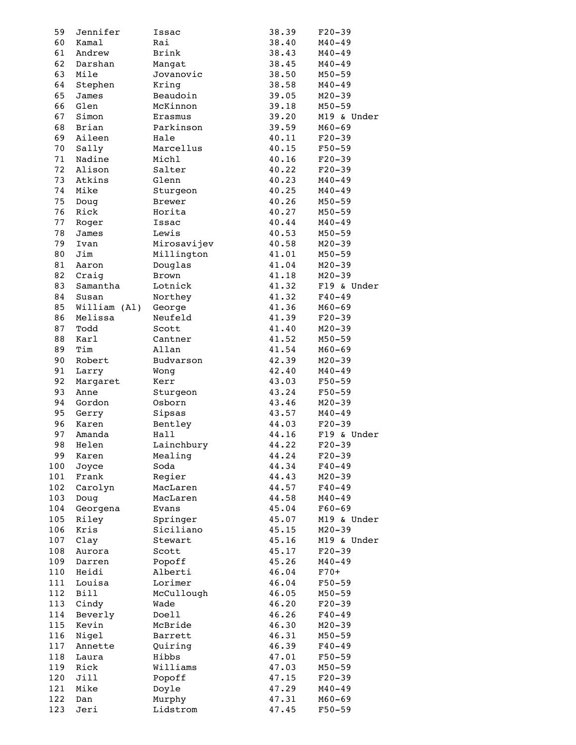| | | | | |
|---|---|---|---|---|
| 59 | Jennifer | Issac | 38.39 | F20-39 |
| 60 | Kamal | Rai | 38.40 | M40-49 |
| 61 | Andrew | Brink | 38.43 | M40-49 |
| 62 | Darshan | Mangat | 38.45 | M40-49 |
| 63 | Mile | Jovanovic | 38.50 | M50-59 |
| 64 | Stephen | Kring | 38.58 | M40-49 |
| 65 | James | Beaudoin | 39.05 | M20-39 |
| 66 | Glen | McKinnon | 39.18 | M50-59 |
| 67 | Simon | Erasmus | 39.20 | M19 & Under |
| 68 | Brian | Parkinson | 39.59 | M60-69 |
| 69 | Aileen | Hale | 40.11 | F20-39 |
| 70 | Sally | Marcellus | 40.15 | F50-59 |
| 71 | Nadine | Michl | 40.16 | F20-39 |
| 72 | Alison | Salter | 40.22 | F20-39 |
| 73 | Atkins | Glenn | 40.23 | M40-49 |
| 74 | Mike | Sturgeon | 40.25 | M40-49 |
| 75 | Doug | Brewer | 40.26 | M50-59 |
| 76 | Rick | Horita | 40.27 | M50-59 |
| 77 | Roger | Issac | 40.44 | M40-49 |
| 78 | James | Lewis | 40.53 | M50-59 |
| 79 | Ivan | Mirosavijev | 40.58 | M20-39 |
| 80 | Jim | Millington | 41.01 | M50-59 |
| 81 | Aaron | Douglas | 41.04 | M20-39 |
| 82 | Craig | Brown | 41.18 | M20-39 |
| 83 | Samantha | Lotnick | 41.32 | F19 & Under |
| 84 | Susan | Northey | 41.32 | F40-49 |
| 85 | William (Al) | George | 41.36 | M60-69 |
| 86 | Melissa | Neufeld | 41.39 | F20-39 |
| 87 | Todd | Scott | 41.40 | M20-39 |
| 88 | Karl | Cantner | 41.52 | M50-59 |
| 89 | Tim | Allan | 41.54 | M60-69 |
| 90 | Robert | Budvarson | 42.39 | M20-39 |
| 91 | Larry | Wong | 42.40 | M40-49 |
| 92 | Margaret | Kerr | 43.03 | F50-59 |
| 93 | Anne | Sturgeon | 43.24 | F50-59 |
| 94 | Gordon | Osborn | 43.46 | M20-39 |
| 95 | Gerry | Sipsas | 43.57 | M40-49 |
| 96 | Karen | Bentley | 44.03 | F20-39 |
| 97 | Amanda | Hall | 44.16 | F19 & Under |
| 98 | Helen | Lainchbury | 44.22 | F20-39 |
| 99 | Karen | Mealing | 44.24 | F20-39 |
| 100 | Joyce | Soda | 44.34 | F40-49 |
| 101 | Frank | Regier | 44.43 | M20-39 |
| 102 | Carolyn | MacLaren | 44.57 | F40-49 |
| 103 | Doug | MacLaren | 44.58 | M40-49 |
| 104 | Georgena | Evans | 45.04 | F60-69 |
| 105 | Riley | Springer | 45.07 | M19 & Under |
| 106 | Kris | Siciliano | 45.15 | M20-39 |
| 107 | Clay | Stewart | 45.16 | M19 & Under |
| 108 | Aurora | Scott | 45.17 | F20-39 |
| 109 | Darren | Popoff | 45.26 | M40-49 |
| 110 | Heidi | Alberti | 46.04 | F70+ |
| 111 | Louisa | Lorimer | 46.04 | F50-59 |
| 112 | Bill | McCullough | 46.05 | M50-59 |
| 113 | Cindy | Wade | 46.20 | F20-39 |
| 114 | Beverly | Doell | 46.26 | F40-49 |
| 115 | Kevin | McBride | 46.30 | M20-39 |
| 116 | Nigel | Barrett | 46.31 | M50-59 |
| 117 | Annette | Quiring | 46.39 | F40-49 |
| 118 | Laura | Hibbs | 47.01 | F50-59 |
| 119 | Rick | Williams | 47.03 | M50-59 |
| 120 | Jill | Popoff | 47.15 | F20-39 |
| 121 | Mike | Doyle | 47.29 | M40-49 |
| 122 | Dan | Murphy | 47.31 | M60-69 |
| 123 | Jeri | Lidstrom | 47.45 | F50-59 |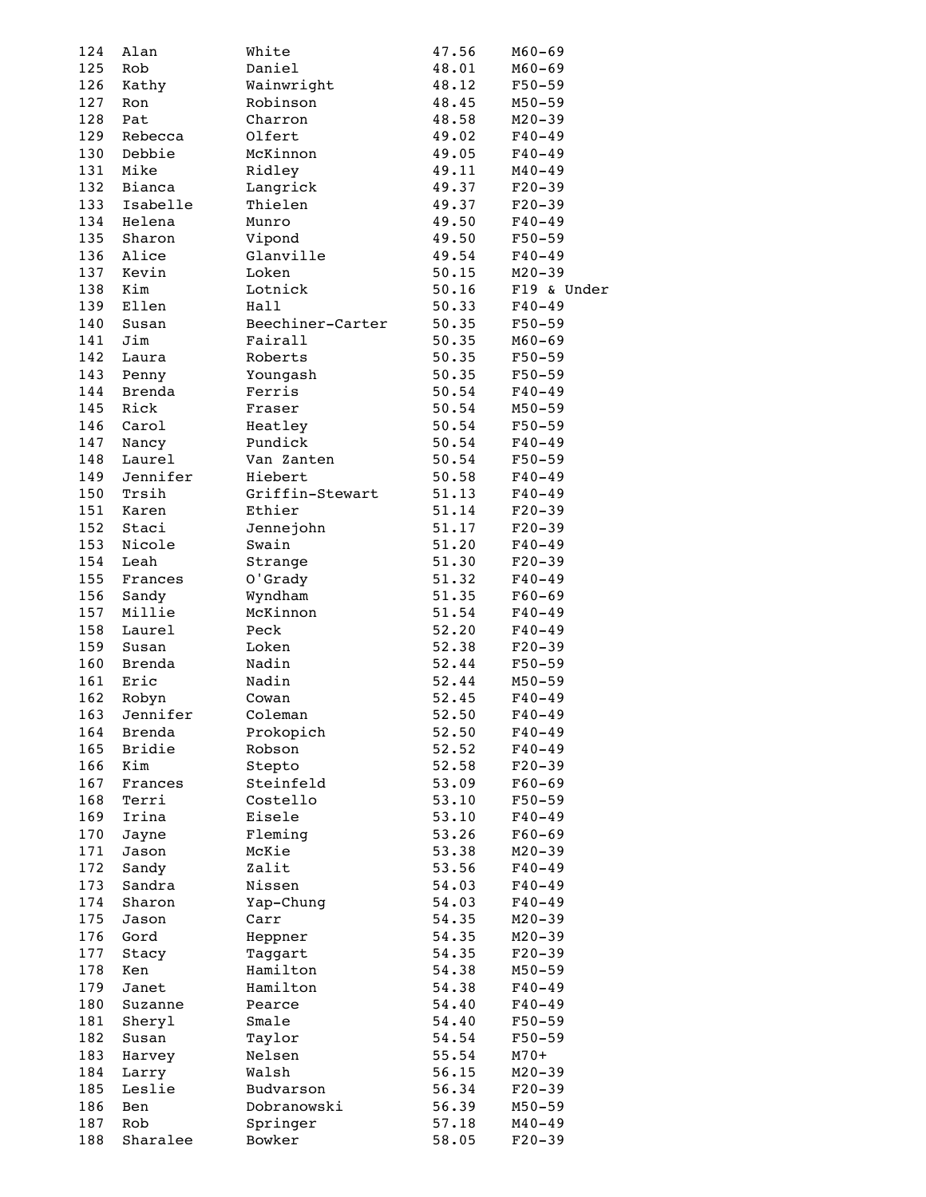| | | | | |
|---|---|---|---|---|
| 124 | Alan | White | 47.56 | M60-69 |
| 125 | Rob | Daniel | 48.01 | M60-69 |
| 126 | Kathy | Wainwright | 48.12 | F50-59 |
| 127 | Ron | Robinson | 48.45 | M50-59 |
| 128 | Pat | Charron | 48.58 | M20-39 |
| 129 | Rebecca | Olfert | 49.02 | F40-49 |
| 130 | Debbie | McKinnon | 49.05 | F40-49 |
| 131 | Mike | Ridley | 49.11 | M40-49 |
| 132 | Bianca | Langrick | 49.37 | F20-39 |
| 133 | Isabelle | Thielen | 49.37 | F20-39 |
| 134 | Helena | Munro | 49.50 | F40-49 |
| 135 | Sharon | Vipond | 49.50 | F50-59 |
| 136 | Alice | Glanville | 49.54 | F40-49 |
| 137 | Kevin | Loken | 50.15 | M20-39 |
| 138 | Kim | Lotnick | 50.16 | F19 & Under |
| 139 | Ellen | Hall | 50.33 | F40-49 |
| 140 | Susan | Beechiner-Carter | 50.35 | F50-59 |
| 141 | Jim | Fairall | 50.35 | M60-69 |
| 142 | Laura | Roberts | 50.35 | F50-59 |
| 143 | Penny | Youngash | 50.35 | F50-59 |
| 144 | Brenda | Ferris | 50.54 | F40-49 |
| 145 | Rick | Fraser | 50.54 | M50-59 |
| 146 | Carol | Heatley | 50.54 | F50-59 |
| 147 | Nancy | Pundick | 50.54 | F40-49 |
| 148 | Laurel | Van Zanten | 50.54 | F50-59 |
| 149 | Jennifer | Hiebert | 50.58 | F40-49 |
| 150 | Trsih | Griffin-Stewart | 51.13 | F40-49 |
| 151 | Karen | Ethier | 51.14 | F20-39 |
| 152 | Staci | Jennejohn | 51.17 | F20-39 |
| 153 | Nicole | Swain | 51.20 | F40-49 |
| 154 | Leah | Strange | 51.30 | F20-39 |
| 155 | Frances | O'Grady | 51.32 | F40-49 |
| 156 | Sandy | Wyndham | 51.35 | F60-69 |
| 157 | Millie | McKinnon | 51.54 | F40-49 |
| 158 | Laurel | Peck | 52.20 | F40-49 |
| 159 | Susan | Loken | 52.38 | F20-39 |
| 160 | Brenda | Nadin | 52.44 | F50-59 |
| 161 | Eric | Nadin | 52.44 | M50-59 |
| 162 | Robyn | Cowan | 52.45 | F40-49 |
| 163 | Jennifer | Coleman | 52.50 | F40-49 |
| 164 | Brenda | Prokopich | 52.50 | F40-49 |
| 165 | Bridie | Robson | 52.52 | F40-49 |
| 166 | Kim | Stepto | 52.58 | F20-39 |
| 167 | Frances | Steinfeld | 53.09 | F60-69 |
| 168 | Terri | Costello | 53.10 | F50-59 |
| 169 | Irina | Eisele | 53.10 | F40-49 |
| 170 | Jayne | Fleming | 53.26 | F60-69 |
| 171 | Jason | McKie | 53.38 | M20-39 |
| 172 | Sandy | Zalit | 53.56 | F40-49 |
| 173 | Sandra | Nissen | 54.03 | F40-49 |
| 174 | Sharon | Yap-Chung | 54.03 | F40-49 |
| 175 | Jason | Carr | 54.35 | M20-39 |
| 176 | Gord | Heppner | 54.35 | M20-39 |
| 177 | Stacy | Taggart | 54.35 | F20-39 |
| 178 | Ken | Hamilton | 54.38 | M50-59 |
| 179 | Janet | Hamilton | 54.38 | F40-49 |
| 180 | Suzanne | Pearce | 54.40 | F40-49 |
| 181 | Sheryl | Smale | 54.40 | F50-59 |
| 182 | Susan | Taylor | 54.54 | F50-59 |
| 183 | Harvey | Nelsen | 55.54 | M70+ |
| 184 | Larry | Walsh | 56.15 | M20-39 |
| 185 | Leslie | Budvarson | 56.34 | F20-39 |
| 186 | Ben | Dobranowski | 56.39 | M50-59 |
| 187 | Rob | Springer | 57.18 | M40-49 |
| 188 | Sharalee | Bowker | 58.05 | F20-39 |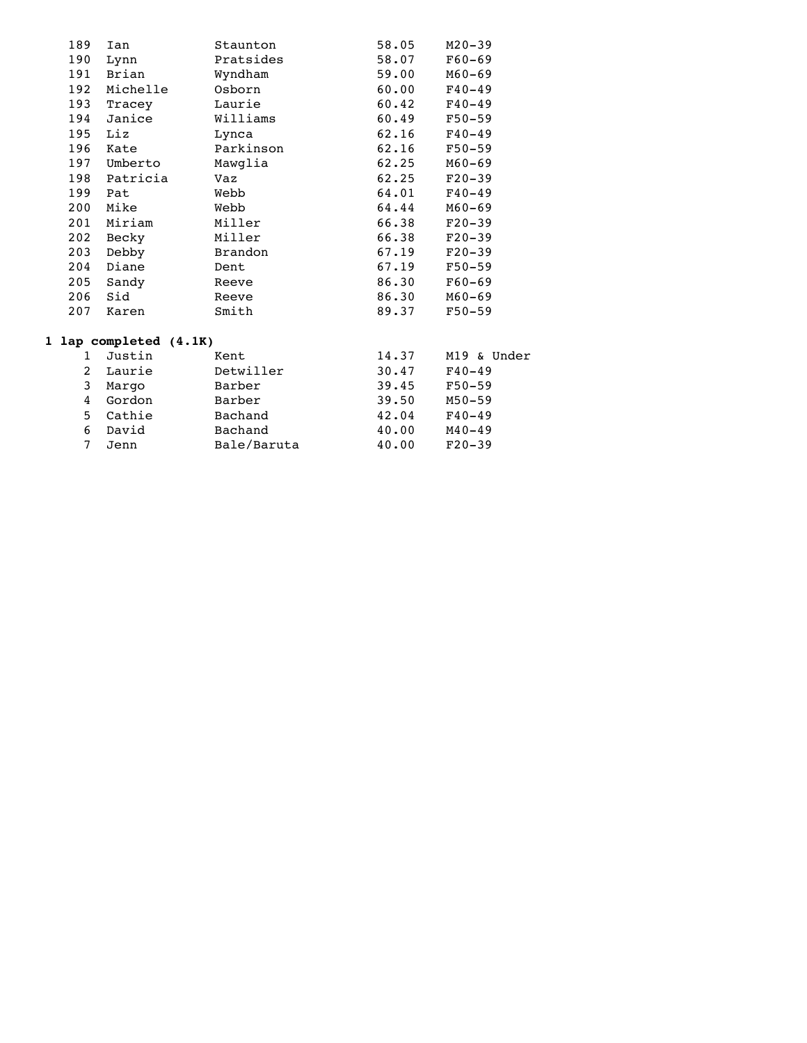| | | | | |
|---|---|---|---|---|
| 189 | Ian | Staunton | 58.05 | M20-39 |
| 190 | Lynn | Pratsides | 58.07 | F60-69 |
| 191 | Brian | Wyndham | 59.00 | M60-69 |
| 192 | Michelle | Osborn | 60.00 | F40-49 |
| 193 | Tracey | Laurie | 60.42 | F40-49 |
| 194 | Janice | Williams | 60.49 | F50-59 |
| 195 | Liz | Lynca | 62.16 | F40-49 |
| 196 | Kate | Parkinson | 62.16 | F50-59 |
| 197 | Umberto | Mawglia | 62.25 | M60-69 |
| 198 | Patricia | Vaz | 62.25 | F20-39 |
| 199 | Pat | Webb | 64.01 | F40-49 |
| 200 | Mike | Webb | 64.44 | M60-69 |
| 201 | Miriam | Miller | 66.38 | F20-39 |
| 202 | Becky | Miller | 66.38 | F20-39 |
| 203 | Debby | Brandon | 67.19 | F20-39 |
| 204 | Diane | Dent | 67.19 | F50-59 |
| 205 | Sandy | Reeve | 86.30 | F60-69 |
| 206 | Sid | Reeve | 86.30 | M60-69 |
| 207 | Karen | Smith | 89.37 | F50-59 |

**1 lap completed (4.1K)**

| | | | | |
|---|---|---|---|---|
| 1 | Justin | Kent | 14.37 | M19 & Under |
| 2 | Laurie | Detwiller | 30.47 | F40-49 |
| 3 | Margo | Barber | 39.45 | F50-59 |
| 4 | Gordon | Barber | 39.50 | M50-59 |
| 5 | Cathie | Bachand | 42.04 | F40-49 |
| 6 | David | Bachand | 40.00 | M40-49 |
| 7 | Jenn | Bale/Baruta | 40.00 | F20-39 |